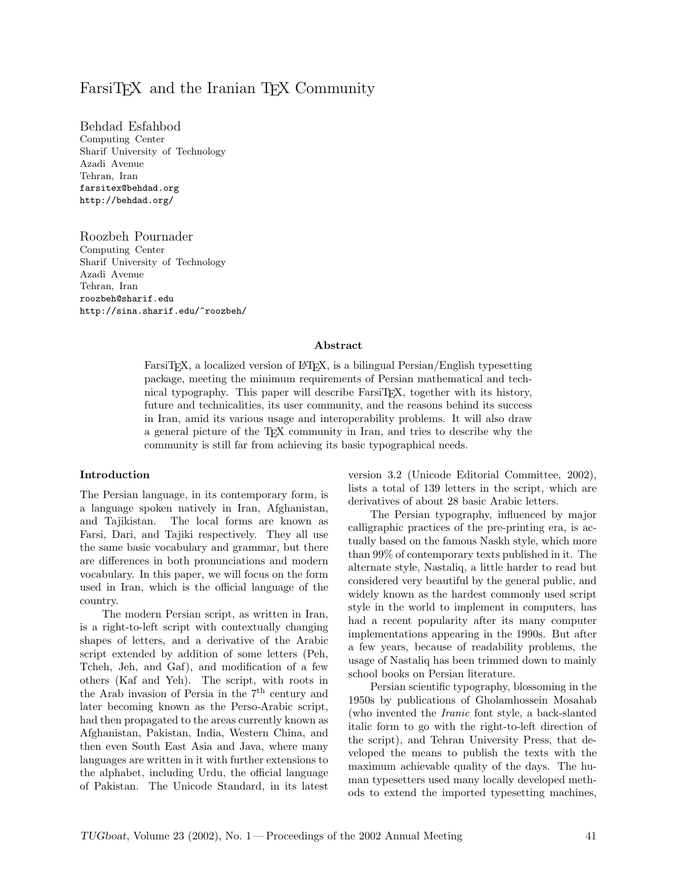# FarsiTeX and the Iranian TeX Community

Behdad Esfahbod
Computing Center
Sharif University of Technology
Azadi Avenue
Tehran, Iran
farsitex@behdad.org
http://behdad.org/

Roozbeh Pournader
Computing Center
Sharif University of Technology
Azadi Avenue
Tehran, Iran
roozbeh@sharif.edu
http://sina.sharif.edu/~roozbeh/

### Abstract

FarsiTeX, a localized version of LaTeX, is a bilingual Persian/English typesetting package, meeting the minimum requirements of Persian mathematical and technical typography. This paper will describe FarsiTeX, together with its history, future and technicalities, its user community, and the reasons behind its success in Iran, amid its various usage and interoperability problems. It will also draw a general picture of the TeX community in Iran, and tries to describe why the community is still far from achieving its basic typographical needs.

## Introduction

The Persian language, in its contemporary form, is a language spoken natively in Iran, Afghanistan, and Tajikistan. The local forms are known as Farsi, Dari, and Tajiki respectively. They all use the same basic vocabulary and grammar, but there are differences in both pronunciations and modern vocabulary. In this paper, we will focus on the form used in Iran, which is the official language of the country.

The modern Persian script, as written in Iran, is a right-to-left script with contextually changing shapes of letters, and a derivative of the Arabic script extended by addition of some letters (Peh, Tcheh, Jeh, and Gaf), and modification of a few others (Kaf and Yeh). The script, with roots in the Arab invasion of Persia in the 7th century and later becoming known as the Perso-Arabic script, had then propagated to the areas currently known as Afghanistan, Pakistan, India, Western China, and then even South East Asia and Java, where many languages are written in it with further extensions to the alphabet, including Urdu, the official language of Pakistan. The Unicode Standard, in its latest version 3.2 (Unicode Editorial Committee, 2002), lists a total of 139 letters in the script, which are derivatives of about 28 basic Arabic letters.

The Persian typography, influenced by major calligraphic practices of the pre-printing era, is actually based on the famous Naskh style, which more than 99% of contemporary texts published in it. The alternate style, Nastaliq, a little harder to read but considered very beautiful by the general public, and widely known as the hardest commonly used script style in the world to implement in computers, has had a recent popularity after its many computer implementations appearing in the 1990s. But after a few years, because of readability problems, the usage of Nastaliq has been trimmed down to mainly school books on Persian literature.

Persian scientific typography, blossoming in the 1950s by publications of Gholamhossein Mosahab (who invented the *Iranic* font style, a back-slanted italic form to go with the right-to-left direction of the script), and Tehran University Press, that developed the means to publish the texts with the maximum achievable quality of the days. The human typesetters used many locally developed methods to extend the imported typesetting machines,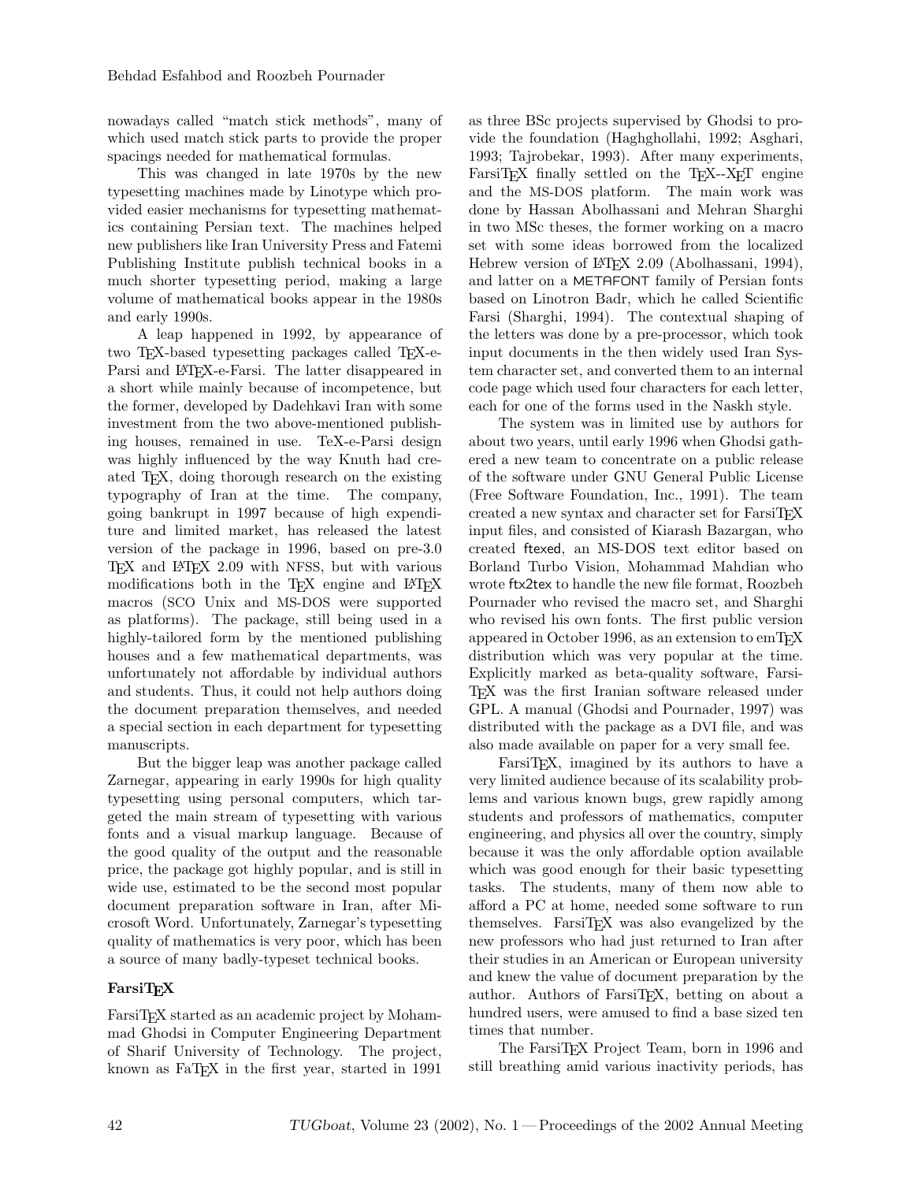nowadays called "match stick methods", many of which used match stick parts to provide the proper spacings needed for mathematical formulas.

This was changed in late 1970s by the new typesetting machines made by Linotype which provided easier mechanisms for typesetting mathematics containing Persian text. The machines helped new publishers like Iran University Press and Fatemi Publishing Institute publish technical books in a much shorter typesetting period, making a large volume of mathematical books appear in the 1980s and early 1990s.

A leap happened in 1992, by appearance of two TeX-based typesetting packages called TeX-e-Parsi and LaTeX-e-Farsi. The latter disappeared in a short while mainly because of incompetence, but the former, developed by Dadehkavi Iran with some investment from the two above-mentioned publishing houses, remained in use. TeX-e-Parsi design was highly influenced by the way Knuth had created TeX, doing thorough research on the existing typography of Iran at the time. The company, going bankrupt in 1997 because of high expenditure and limited market, has released the latest version of the package in 1996, based on pre-3.0 TeX and LaTeX 2.09 with NFSS, but with various modifications both in the TeX engine and LaTeX macros (SCO Unix and MS-DOS were supported as platforms). The package, still being used in a highly-tailored form by the mentioned publishing houses and a few mathematical departments, was unfortunately not affordable by individual authors and students. Thus, it could not help authors doing the document preparation themselves, and needed a special section in each department for typesetting manuscripts.

But the bigger leap was another package called Zarnegar, appearing in early 1990s for high quality typesetting using personal computers, which targeted the main stream of typesetting with various fonts and a visual markup language. Because of the good quality of the output and the reasonable price, the package got highly popular, and is still in wide use, estimated to be the second most popular document preparation software in Iran, after Microsoft Word. Unfortunately, Zarnegar's typesetting quality of mathematics is very poor, which has been a source of many badly-typeset technical books.

## FarsiTeX

FarsiTeX started as an academic project by Mohammad Ghodsi in Computer Engineering Department of Sharif University of Technology. The project, known as FaTeX in the first year, started in 1991 as three BSc projects supervised by Ghodsi to provide the foundation (Haghghollahi, 1992; Asghari, 1993; Tajrobekar, 1993). After many experiments, FarsiTeX finally settled on the TeX--XeT engine and the MS-DOS platform. The main work was done by Hassan Abolhassani and Mehran Sharghi in two MSc theses, the former working on a macro set with some ideas borrowed from the localized Hebrew version of LaTeX 2.09 (Abolhassani, 1994), and latter on a METAFONT family of Persian fonts based on Linotron Badr, which he called Scientific Farsi (Sharghi, 1994). The contextual shaping of the letters was done by a pre-processor, which took input documents in the then widely used Iran System character set, and converted them to an internal code page which used four characters for each letter, each for one of the forms used in the Naskh style.

The system was in limited use by authors for about two years, until early 1996 when Ghodsi gathered a new team to concentrate on a public release of the software under GNU General Public License (Free Software Foundation, Inc., 1991). The team created a new syntax and character set for FarsiTeX input files, and consisted of Kiarash Bazargan, who created ftexed, an MS-DOS text editor based on Borland Turbo Vision, Mohammad Mahdian who wrote ftx2tex to handle the new file format, Roozbeh Pournader who revised the macro set, and Sharghi who revised his own fonts. The first public version appeared in October 1996, as an extension to emTeX distribution which was very popular at the time. Explicitly marked as beta-quality software, FarsiTeX was the first Iranian software released under GPL. A manual (Ghodsi and Pournader, 1997) was distributed with the package as a DVI file, and was also made available on paper for a very small fee.

FarsiTeX, imagined by its authors to have a very limited audience because of its scalability problems and various known bugs, grew rapidly among students and professors of mathematics, computer engineering, and physics all over the country, simply because it was the only affordable option available which was good enough for their basic typesetting tasks. The students, many of them now able to afford a PC at home, needed some software to run themselves. FarsiTeX was also evangelized by the new professors who had just returned to Iran after their studies in an American or European university and knew the value of document preparation by the author. Authors of FarsiTeX, betting on about a hundred users, were amused to find a base sized ten times that number.

The FarsiTeX Project Team, born in 1996 and still breathing amid various inactivity periods, has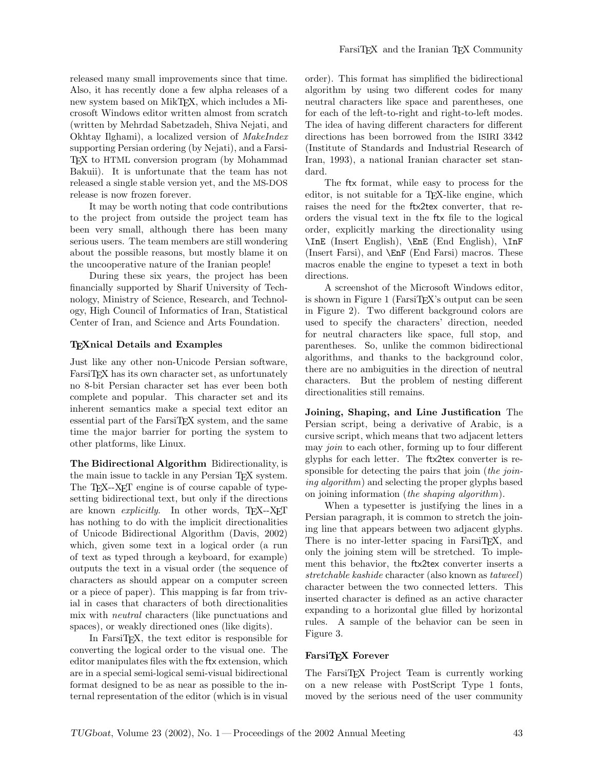released many small improvements since that time. Also, it has recently done a few alpha releases of a new system based on MikTeX, which includes a Microsoft Windows editor written almost from scratch (written by Mehrdad Sabetzadeh, Shiva Nejati, and Okhtay Ilghami), a localized version of *MakeIndex* supporting Persian ordering (by Nejati), and a FarsiTeX to HTML conversion program (by Mohammad Bakuii). It is unfortunate that the team has not released a single stable version yet, and the MS-DOS release is now frozen forever.

It may be worth noting that code contributions to the project from outside the project team has been very small, although there has been many serious users. The team members are still wondering about the possible reasons, but mostly blame it on the uncooperative nature of the Iranian people!

During these six years, the project has been financially supported by Sharif University of Technology, Ministry of Science, Research, and Technology, High Council of Informatics of Iran, Statistical Center of Iran, and Science and Arts Foundation.

### TeXnical Details and Examples

Just like any other non-Unicode Persian software, FarsiTeX has its own character set, as unfortunately no 8-bit Persian character set has ever been both complete and popular. This character set and its inherent semantics make a special text editor an essential part of the FarsiTeX system, and the same time the major barrier for porting the system to other platforms, like Linux.

**The Bidirectional Algorithm** Bidirectionality, is the main issue to tackle in any Persian TeX system. The TeX--XeT engine is of course capable of typesetting bidirectional text, but only if the directions are known *explicitly*. In other words, TeX--XeT has nothing to do with the implicit directionalities of Unicode Bidirectional Algorithm (Davis, 2002) which, given some text in a logical order (a run of text as typed through a keyboard, for example) outputs the text in a visual order (the sequence of characters as should appear on a computer screen or a piece of paper). This mapping is far from trivial in cases that characters of both directionalities mix with *neutral* characters (like punctuations and spaces), or weakly directioned ones (like digits).

In FarsiTeX, the text editor is responsible for converting the logical order to the visual one. The editor manipulates files with the `ftx` extension, which are in a special semi-logical semi-visual bidirectional format designed to be as near as possible to the internal representation of the editor (which is in visual order). This format has simplified the bidirectional algorithm by using two different codes for many neutral characters like space and parentheses, one for each of the left-to-right and right-to-left modes. The idea of having different characters for different directions has been borrowed from the ISIRI 3342 (Institute of Standards and Industrial Research of Iran, 1993), a national Iranian character set standard.

The `ftx` format, while easy to process for the editor, is not suitable for a TeX-like engine, which raises the need for the `ftx2tex` converter, that reorders the visual text in the `ftx` file to the logical order, explicitly marking the directionality using `\InE` (Insert English), `\EnE` (End English), `\InF` (Insert Farsi), and `\EnF` (End Farsi) macros. These macros enable the engine to typeset a text in both directions.

A screenshot of the Microsoft Windows editor, is shown in Figure 1 (FarsiTeX's output can be seen in Figure 2). Two different background colors are used to specify the characters' direction, needed for neutral characters like space, full stop, and parentheses. So, unlike the common bidirectional algorithms, and thanks to the background color, there are no ambiguities in the direction of neutral characters. But the problem of nesting different directionalities still remains.

**Joining, Shaping, and Line Justification** The Persian script, being a derivative of Arabic, is a cursive script, which means that two adjacent letters may *join* to each other, forming up to four different glyphs for each letter. The `ftx2tex` converter is responsible for detecting the pairs that join (*the joining algorithm*) and selecting the proper glyphs based on joining information (*the shaping algorithm*).

When a typesetter is justifying the lines in a Persian paragraph, it is common to stretch the joining line that appears between two adjacent glyphs. There is no inter-letter spacing in FarsiTeX, and only the joining stem will be stretched. To implement this behavior, the `ftx2tex` converter inserts a *stretchable kashide* character (also known as *tatweel*) character between the two connected letters. This inserted character is defined as an active character expanding to a horizontal glue filled by horizontal rules. A sample of the behavior can be seen in Figure 3.

### FarsiTeX Forever

The FarsiTeX Project Team is currently working on a new release with PostScript Type 1 fonts, moved by the serious need of the user community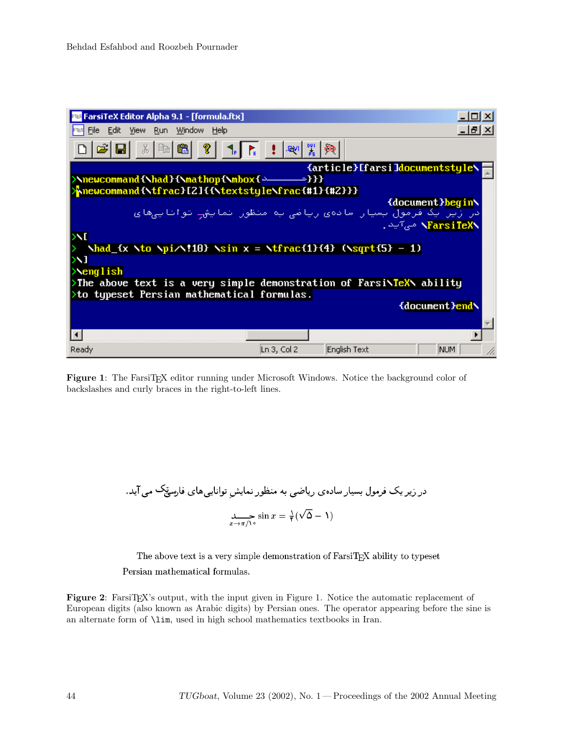**Figure 1**: The FarsiTEX editor running under Microsoft Windows. Notice the background color of backslashes and curly braces in the right-to-left lines.

در زیر یک فرمول بسیار ساده‌ی ریاضی به منظور نمایشِ توانایی‌های فارسی‌تک می‌آید.

$$\underset{x\to\pi/۱۰}{\text{حد}} \sin x = \tfrac{۱}{۴}(\sqrt{۵} - ۱)$$

The above text is a very simple demonstration of FarsiTEX ability to typeset Persian mathematical formulas.

**Figure 2**: FarsiTEX's output, with the input given in Figure 1. Notice the automatic replacement of European digits (also known as Arabic digits) by Persian ones. The operator appearing before the sine is an alternate form of `\lim`, used in high school mathematics textbooks in Iran.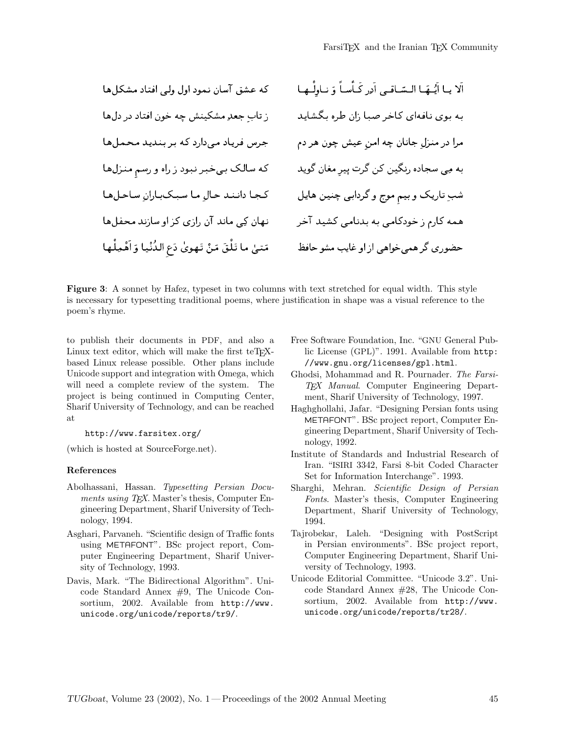الا یا ایها الساقی ادر کأساً و ناولها — که عشق آسان نمود اول ولی افتاد مشکل‌ها

به بوی نافه‌ای کاخر صبا زان طره بگشاید — ز تابِ جعدِ مشکینش چه خون افتاد در دل‌ها

مرا در منزلِ جانان چه امنِ عیش چون هر دم — جرس فریاد می‌دارد که بر بندید محمل‌ها

به می سجاده رنگین کن گرت پیرِ مغان گوید — که سالک بی‌خبر نبود ز راه و رسمِ منزل‌ها

شبِ تاریک و بیمِ موج و گردابی چنین هایل — کجا دانند حالِ ما سبکبارانِ ساحل‌ها

همه کارم ز خودکامی به بدنامی کشید آخر — نهان کی ماند آن رازی کز او سازند محفل‌ها

حضوری گر همی‌خواهی از او غایب مشو حافظ — متیٰ ما تلقَ من تهویٰ دعِ الدنیا و اهملها

**Figure 3**: A sonnet by Hafez, typeset in two columns with text stretched for equal width. This style is necessary for typesetting traditional poems, where justification in shape was a visual reference to the poem's rhyme.

to publish their documents in PDF, and also a Linux text editor, which will make the first teTEX-based Linux release possible. Other plans include Unicode support and integration with Omega, which will need a complete review of the system. The project is being continued in Computing Center, Sharif University of Technology, and can be reached at

http://www.farsitex.org/

(which is hosted at SourceForge.net).

### References

Abolhassani, Hassan. *Typesetting Persian Documents using TEX.* Master's thesis, Computer Engineering Department, Sharif University of Technology, 1994.

Asghari, Parvaneh. "Scientific design of Traffic fonts using METAFONT". BSc project report, Computer Engineering Department, Sharif University of Technology, 1993.

Davis, Mark. "The Bidirectional Algorithm". Unicode Standard Annex #9, The Unicode Consortium, 2002. Available from http://www.unicode.org/unicode/reports/tr9/.

Free Software Foundation, Inc. "GNU General Public License (GPL)". 1991. Available from http://www.gnu.org/licenses/gpl.html.

Ghodsi, Mohammad and R. Pournader. *The FarsiTEX Manual*. Computer Engineering Department, Sharif University of Technology, 1997.

Haghghollahi, Jafar. "Designing Persian fonts using METAFONT". BSc project report, Computer Engineering Department, Sharif University of Technology, 1992.

Institute of Standards and Industrial Research of Iran. "ISIRI 3342, Farsi 8-bit Coded Character Set for Information Interchange". 1993.

Sharghi, Mehran. *Scientific Design of Persian Fonts*. Master's thesis, Computer Engineering Department, Sharif University of Technology, 1994.

Tajrobekar, Laleh. "Designing with PostScript in Persian environments". BSc project report, Computer Engineering Department, Sharif University of Technology, 1993.

Unicode Editorial Committee. "Unicode 3.2". Unicode Standard Annex #28, The Unicode Consortium, 2002. Available from http://www.unicode.org/unicode/reports/tr28/.